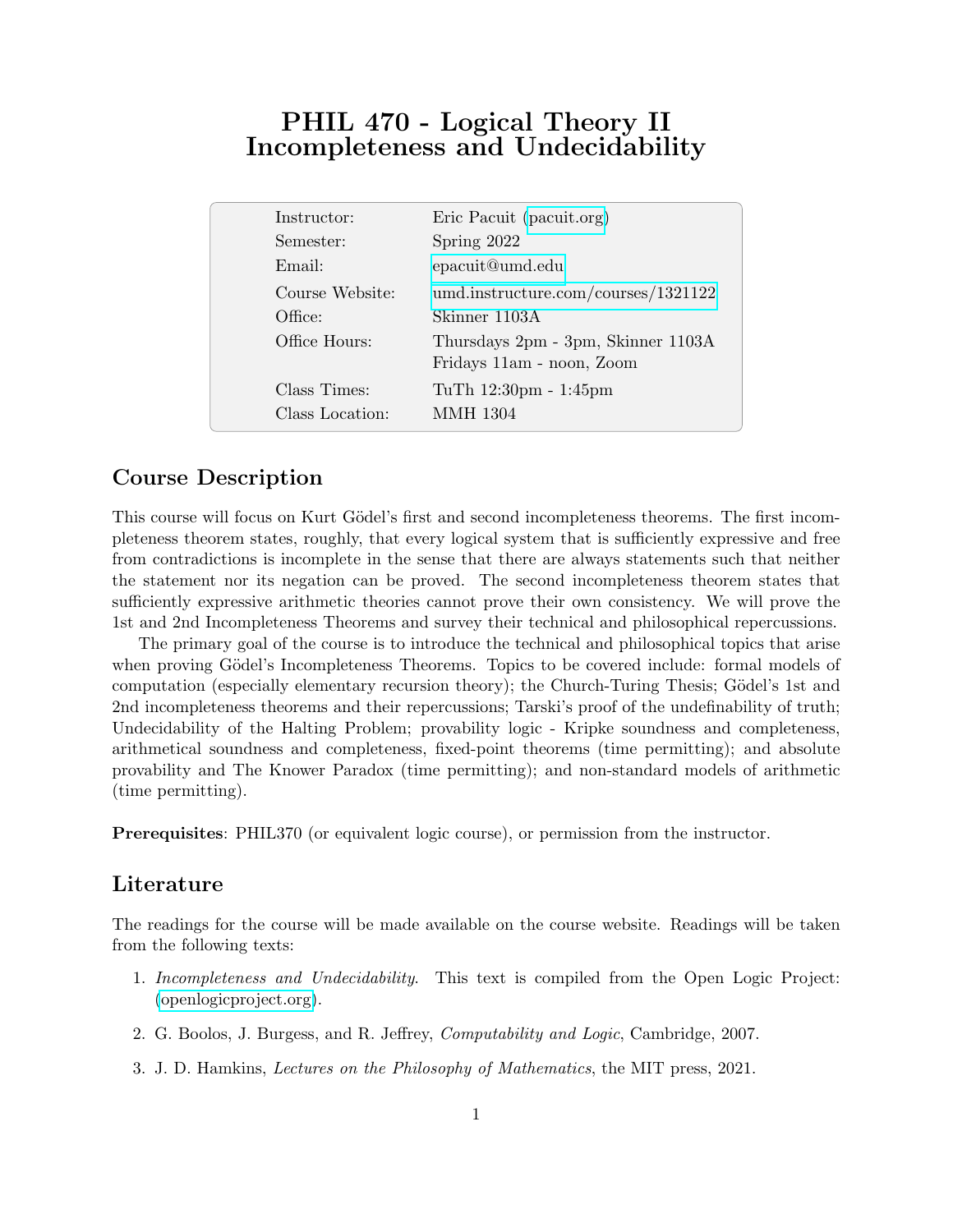# PHIL 470 - Logical Theory II
# Incompleteness and Undecidability

| | |
|---|---|
| Instructor: | Eric Pacuit (pacuit.org) |
| Semester: | Spring 2022 |
| Email: | epacuit@umd.edu |
| Course Website: | umd.instructure.com/courses/1321122 |
| Office: | Skinner 1103A |
| Office Hours: | Thursdays 2pm - 3pm, Skinner 1103A<br>Fridays 11am - noon, Zoom |
| Class Times: | TuTh 12:30pm - 1:45pm |
| Class Location: | MMH 1304 |

## Course Description

This course will focus on Kurt Gödel's first and second incompleteness theorems. The first incompleteness theorem states, roughly, that every logical system that is sufficiently expressive and free from contradictions is incomplete in the sense that there are always statements such that neither the statement nor its negation can be proved. The second incompleteness theorem states that sufficiently expressive arithmetic theories cannot prove their own consistency. We will prove the 1st and 2nd Incompleteness Theorems and survey their technical and philosophical repercussions.

The primary goal of the course is to introduce the technical and philosophical topics that arise when proving Gödel's Incompleteness Theorems. Topics to be covered include: formal models of computation (especially elementary recursion theory); the Church-Turing Thesis; Gödel's 1st and 2nd incompleteness theorems and their repercussions; Tarski's proof of the undefinability of truth; Undecidability of the Halting Problem; provability logic - Kripke soundness and completeness, arithmetical soundness and completeness, fixed-point theorems (time permitting); and absolute provability and The Knower Paradox (time permitting); and non-standard models of arithmetic (time permitting).

**Prerequisites**: PHIL370 (or equivalent logic course), or permission from the instructor.

## Literature

The readings for the course will be made available on the course website. Readings will be taken from the following texts:

1. *Incompleteness and Undecidability*. This text is compiled from the Open Logic Project: (openlogicproject.org).
2. G. Boolos, J. Burgess, and R. Jeffrey, *Computability and Logic*, Cambridge, 2007.
3. J. D. Hamkins, *Lectures on the Philosophy of Mathematics*, the MIT press, 2021.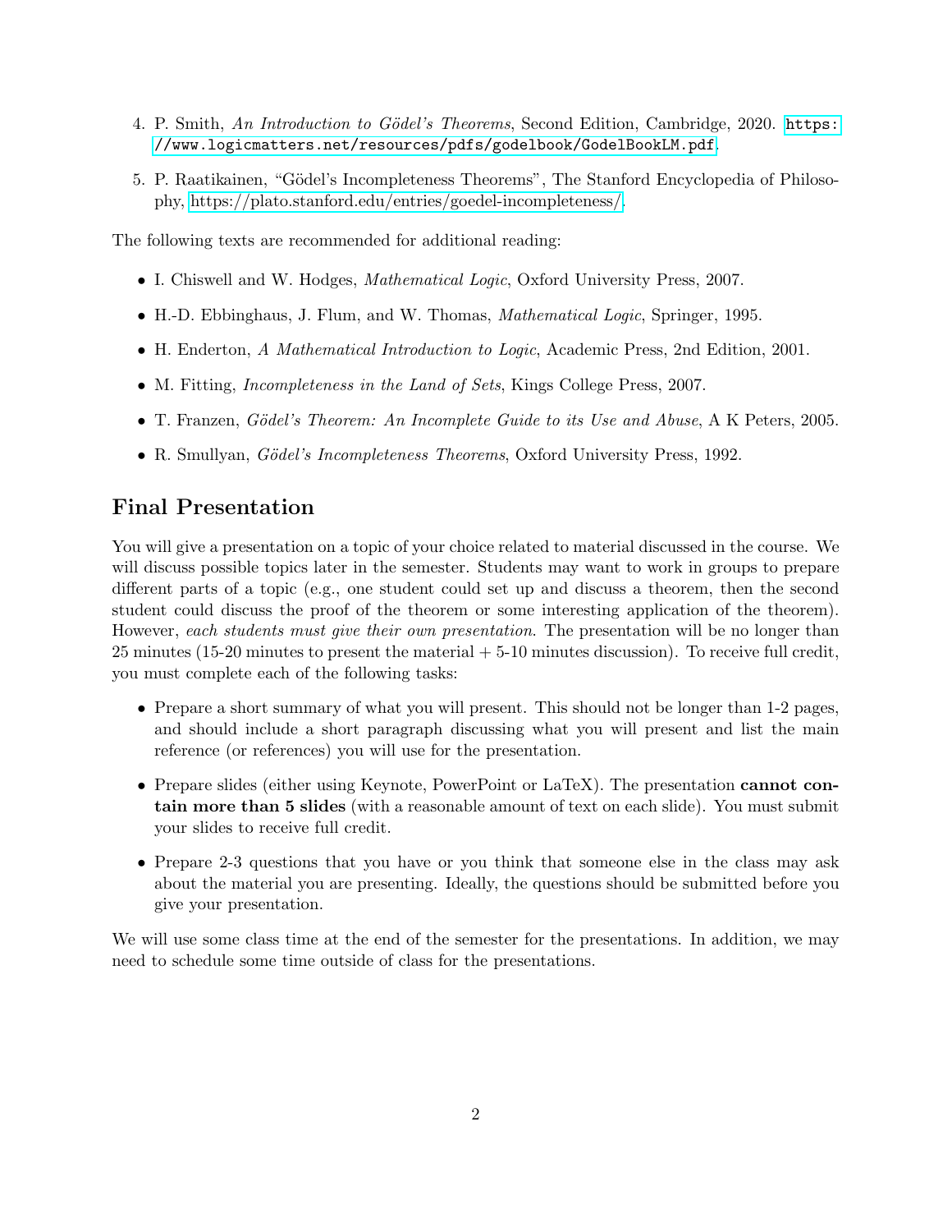4. P. Smith, *An Introduction to Gödel's Theorems*, Second Edition, Cambridge, 2020. https://www.logicmatters.net/resources/pdfs/godelbook/GodelBookLM.pdf.

5. P. Raatikainen, "Gödel's Incompleteness Theorems", The Stanford Encyclopedia of Philosophy, https://plato.stanford.edu/entries/goedel-incompleteness/.

The following texts are recommended for additional reading:

- I. Chiswell and W. Hodges, *Mathematical Logic*, Oxford University Press, 2007.
- H.-D. Ebbinghaus, J. Flum, and W. Thomas, *Mathematical Logic*, Springer, 1995.
- H. Enderton, *A Mathematical Introduction to Logic*, Academic Press, 2nd Edition, 2001.
- M. Fitting, *Incompleteness in the Land of Sets*, Kings College Press, 2007.
- T. Franzen, *Gödel's Theorem: An Incomplete Guide to its Use and Abuse*, A K Peters, 2005.
- R. Smullyan, *Gödel's Incompleteness Theorems*, Oxford University Press, 1992.

## Final Presentation

You will give a presentation on a topic of your choice related to material discussed in the course. We will discuss possible topics later in the semester. Students may want to work in groups to prepare different parts of a topic (e.g., one student could set up and discuss a theorem, then the second student could discuss the proof of the theorem or some interesting application of the theorem). However, *each students must give their own presentation*. The presentation will be no longer than 25 minutes (15-20 minutes to present the material + 5-10 minutes discussion). To receive full credit, you must complete each of the following tasks:

- Prepare a short summary of what you will present. This should not be longer than 1-2 pages, and should include a short paragraph discussing what you will present and list the main reference (or references) you will use for the presentation.
- Prepare slides (either using Keynote, PowerPoint or LaTeX). The presentation **cannot contain more than 5 slides** (with a reasonable amount of text on each slide). You must submit your slides to receive full credit.
- Prepare 2-3 questions that you have or you think that someone else in the class may ask about the material you are presenting. Ideally, the questions should be submitted before you give your presentation.

We will use some class time at the end of the semester for the presentations. In addition, we may need to schedule some time outside of class for the presentations.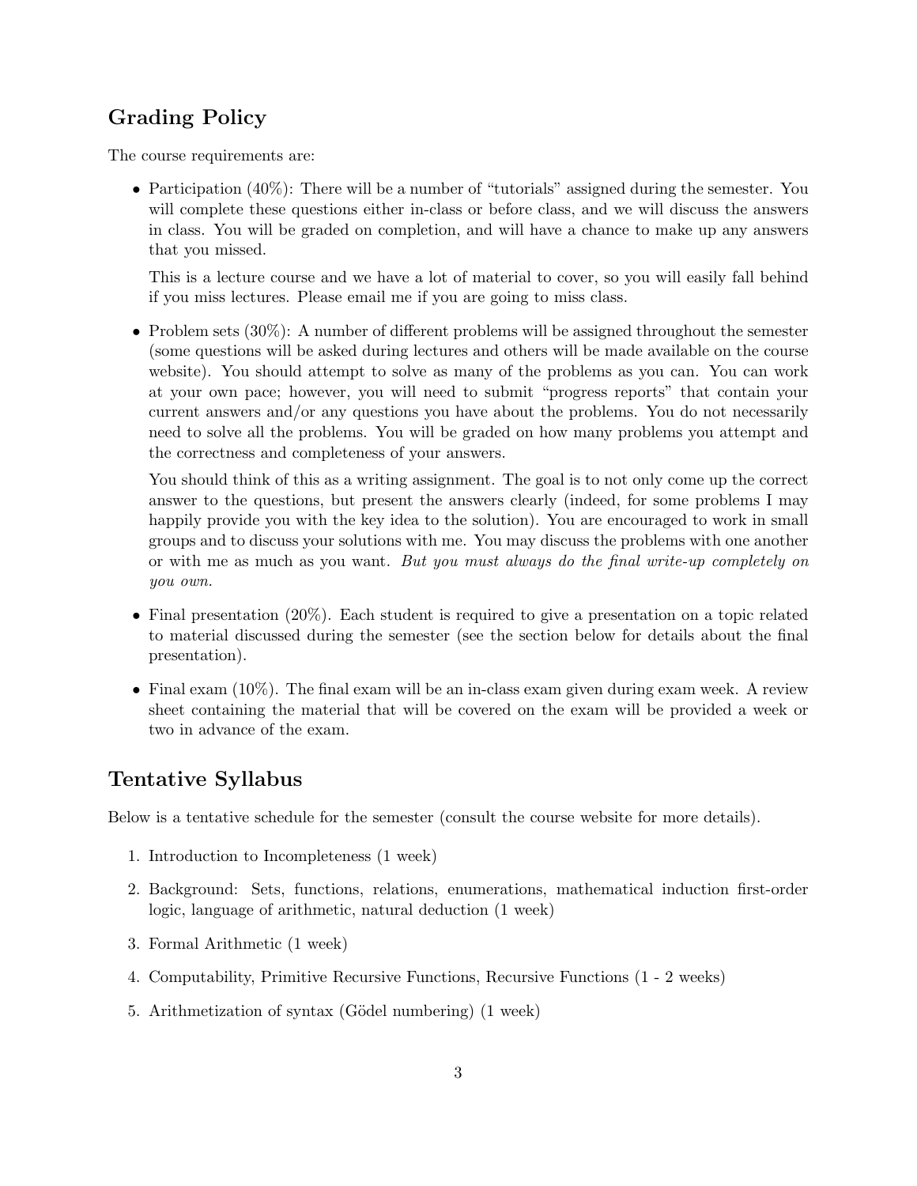## Grading Policy

The course requirements are:

- Participation (40%): There will be a number of "tutorials" assigned during the semester. You will complete these questions either in-class or before class, and we will discuss the answers in class. You will be graded on completion, and will have a chance to make up any answers that you missed.

  This is a lecture course and we have a lot of material to cover, so you will easily fall behind if you miss lectures. Please email me if you are going to miss class.

- Problem sets (30%): A number of different problems will be assigned throughout the semester (some questions will be asked during lectures and others will be made available on the course website). You should attempt to solve as many of the problems as you can. You can work at your own pace; however, you will need to submit "progress reports" that contain your current answers and/or any questions you have about the problems. You do not necessarily need to solve all the problems. You will be graded on how many problems you attempt and the correctness and completeness of your answers.

  You should think of this as a writing assignment. The goal is to not only come up the correct answer to the questions, but present the answers clearly (indeed, for some problems I may happily provide you with the key idea to the solution). You are encouraged to work in small groups and to discuss your solutions with me. You may discuss the problems with one another or with me as much as you want. *But you must always do the final write-up completely on you own.*

- Final presentation (20%). Each student is required to give a presentation on a topic related to material discussed during the semester (see the section below for details about the final presentation).

- Final exam (10%). The final exam will be an in-class exam given during exam week. A review sheet containing the material that will be covered on the exam will be provided a week or two in advance of the exam.

## Tentative Syllabus

Below is a tentative schedule for the semester (consult the course website for more details).

1. Introduction to Incompleteness (1 week)
2. Background: Sets, functions, relations, enumerations, mathematical induction first-order logic, language of arithmetic, natural deduction (1 week)
3. Formal Arithmetic (1 week)
4. Computability, Primitive Recursive Functions, Recursive Functions (1 - 2 weeks)
5. Arithmetization of syntax (Gödel numbering) (1 week)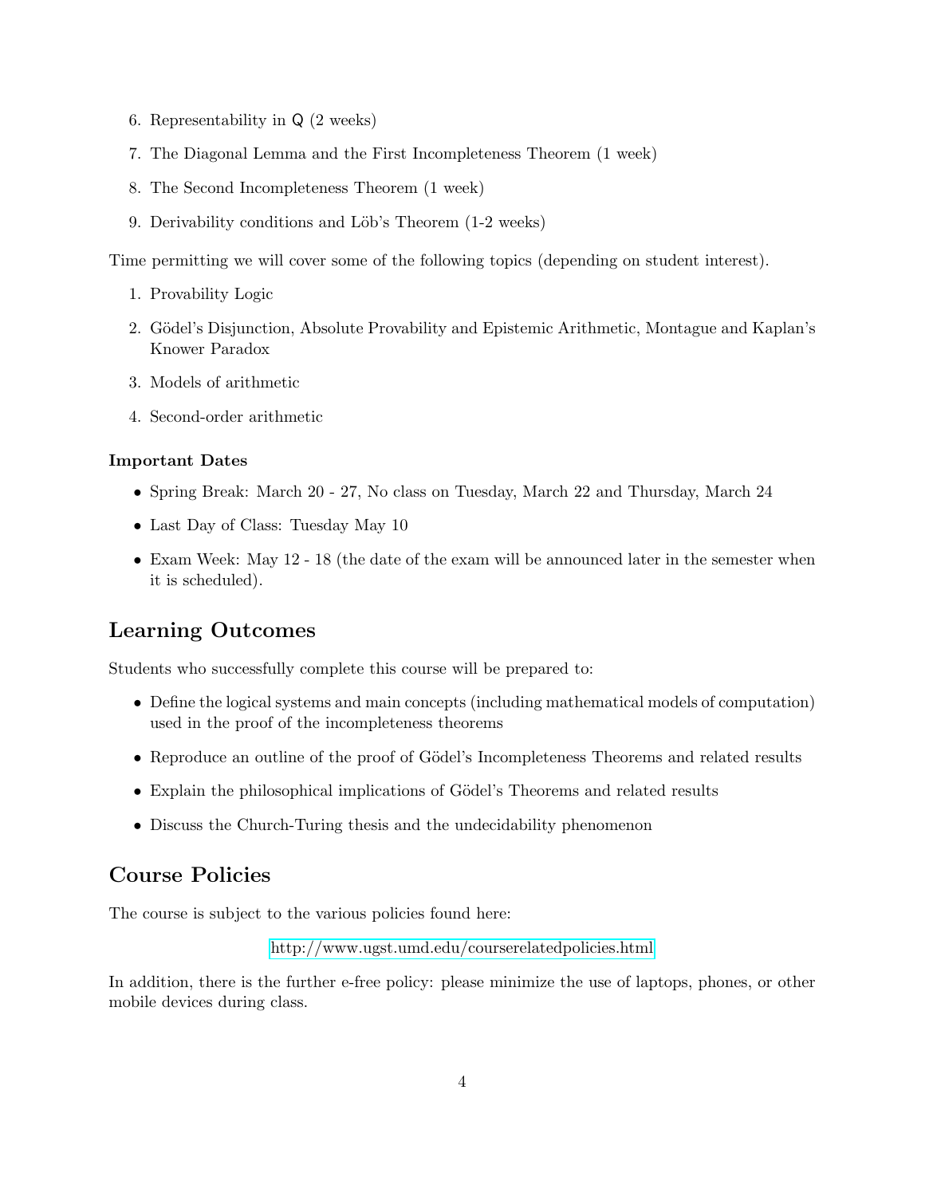6. Representability in Q (2 weeks)
7. The Diagonal Lemma and the First Incompleteness Theorem (1 week)
8. The Second Incompleteness Theorem (1 week)
9. Derivability conditions and Löb's Theorem (1-2 weeks)

Time permitting we will cover some of the following topics (depending on student interest).

1. Provability Logic
2. Gödel's Disjunction, Absolute Provability and Epistemic Arithmetic, Montague and Kaplan's Knower Paradox
3. Models of arithmetic
4. Second-order arithmetic

**Important Dates**

- Spring Break: March 20 - 27, No class on Tuesday, March 22 and Thursday, March 24
- Last Day of Class: Tuesday May 10
- Exam Week: May 12 - 18 (the date of the exam will be announced later in the semester when it is scheduled).

## Learning Outcomes

Students who successfully complete this course will be prepared to:

- Define the logical systems and main concepts (including mathematical models of computation) used in the proof of the incompleteness theorems
- Reproduce an outline of the proof of Gödel's Incompleteness Theorems and related results
- Explain the philosophical implications of Gödel's Theorems and related results
- Discuss the Church-Turing thesis and the undecidability phenomenon

## Course Policies

The course is subject to the various policies found here:

http://www.ugst.umd.edu/courserelatedpolicies.html

In addition, there is the further e-free policy: please minimize the use of laptops, phones, or other mobile devices during class.